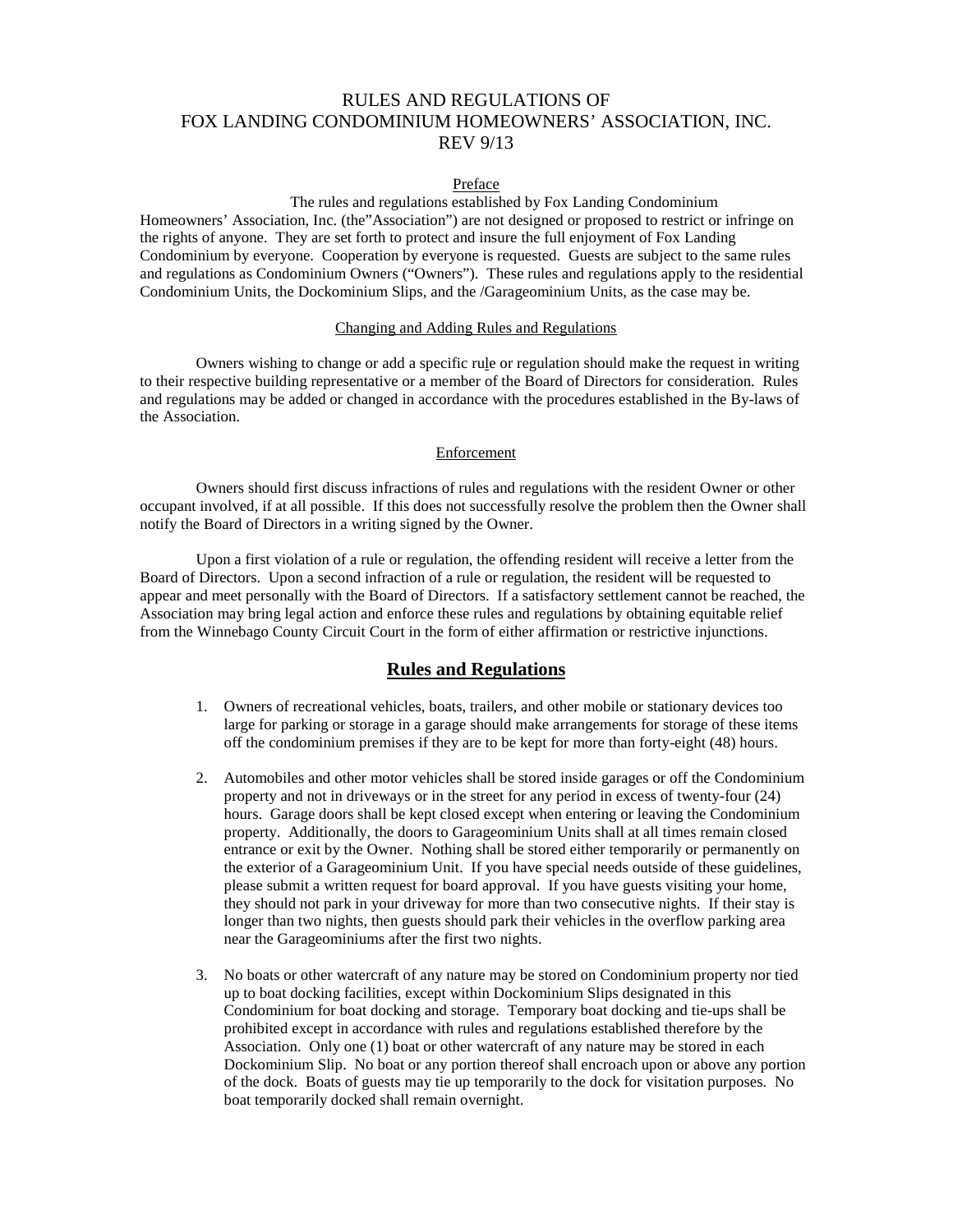# RULES AND REGULATIONS OF FOX LANDING CONDOMINIUM HOMEOWNERS' ASSOCIATION, INC. REV 9/13

## Preface

The rules and regulations established by Fox Landing Condominium Homeowners' Association, Inc. (the"Association") are not designed or proposed to restrict or infringe on the rights of anyone. They are set forth to protect and insure the full enjoyment of Fox Landing Condominium by everyone. Cooperation by everyone is requested. Guests are subject to the same rules and regulations as Condominium Owners ("Owners"). These rules and regulations apply to the residential Condominium Units, the Dockominium Slips, and the /Garageominium Units, as the case may be.

## Changing and Adding Rules and Regulations

Owners wishing to change or add a specific rule or regulation should make the request in writing to their respective building representative or a member of the Board of Directors for consideration. Rules and regulations may be added or changed in accordance with the procedures established in the By-laws of the Association.

## Enforcement

Owners should first discuss infractions of rules and regulations with the resident Owner or other occupant involved, if at all possible. If this does not successfully resolve the problem then the Owner shall notify the Board of Directors in a writing signed by the Owner.

Upon a first violation of a rule or regulation, the offending resident will receive a letter from the Board of Directors. Upon a second infraction of a rule or regulation, the resident will be requested to appear and meet personally with the Board of Directors. If a satisfactory settlement cannot be reached, the Association may bring legal action and enforce these rules and regulations by obtaining equitable relief from the Winnebago County Circuit Court in the form of either affirmation or restrictive injunctions.

## **Rules and Regulations**

1. Owners of recreational vehicles, boats, trailers, and other mobile or stationary devices too large for parking or storage in a garage should make arrangements for storage of these items off the condominium premises if they are to be kept for more than forty-eight (48) hours.

2. Automobiles and other motor vehicles shall be stored inside garages or off the Condominium property and not in driveways or in the street for any period in excess of twenty-four (24) hours. Garage doors shall be kept closed except when entering or leaving the Condominium property. Additionally, the doors to Garageominium Units shall at all times remain closed entrance or exit by the Owner. Nothing shall be stored either temporarily or permanently on the exterior of a Garageominium Unit. If you have special needs outside of these guidelines, please submit a written request for board approval. If you have guests visiting your home, they should not park in your driveway for more than two consecutive nights. If their stay is longer than two nights, then guests should park their vehicles in the overflow parking area near the Garageominiums after the first two nights.

3. No boats or other watercraft of any nature may be stored on Condominium property nor tied up to boat docking facilities, except within Dockominium Slips designated in this Condominium for boat docking and storage. Temporary boat docking and tie-ups shall be prohibited except in accordance with rules and regulations established therefore by the Association. Only one (1) boat or other watercraft of any nature may be stored in each Dockominium Slip. No boat or any portion thereof shall encroach upon or above any portion of the dock. Boats of guests may tie up temporarily to the dock for visitation purposes. No boat temporarily docked shall remain overnight.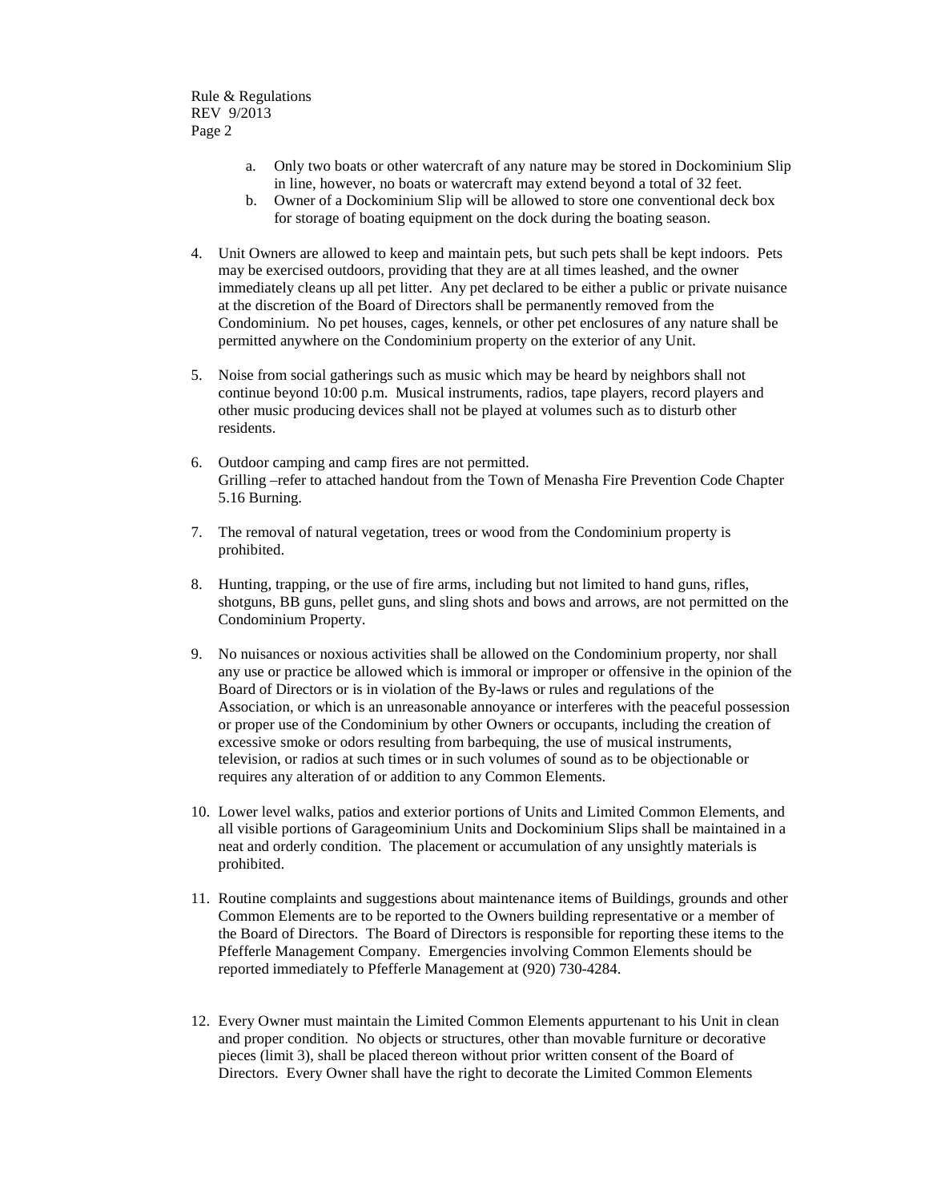a. Only two boats or other watercraft of any nature may be stored in Dockominium Slip in line, however, no boats or watercraft may extend beyond a total of 32 feet.
b. Owner of a Dockominium Slip will be allowed to store one conventional deck box for storage of boating equipment on the dock during the boating season.

4. Unit Owners are allowed to keep and maintain pets, but such pets shall be kept indoors. Pets may be exercised outdoors, providing that they are at all times leashed, and the owner immediately cleans up all pet litter. Any pet declared to be either a public or private nuisance at the discretion of the Board of Directors shall be permanently removed from the Condominium. No pet houses, cages, kennels, or other pet enclosures of any nature shall be permitted anywhere on the Condominium property on the exterior of any Unit.

5. Noise from social gatherings such as music which may be heard by neighbors shall not continue beyond 10:00 p.m. Musical instruments, radios, tape players, record players and other music producing devices shall not be played at volumes such as to disturb other residents.

6. Outdoor camping and camp fires are not permitted.
   Grilling –refer to attached handout from the Town of Menasha Fire Prevention Code Chapter 5.16 Burning.

7. The removal of natural vegetation, trees or wood from the Condominium property is prohibited.

8. Hunting, trapping, or the use of fire arms, including but not limited to hand guns, rifles, shotguns, BB guns, pellet guns, and sling shots and bows and arrows, are not permitted on the Condominium Property.

9. No nuisances or noxious activities shall be allowed on the Condominium property, nor shall any use or practice be allowed which is immoral or improper or offensive in the opinion of the Board of Directors or is in violation of the By-laws or rules and regulations of the Association, or which is an unreasonable annoyance or interferes with the peaceful possession or proper use of the Condominium by other Owners or occupants, including the creation of excessive smoke or odors resulting from barbequing, the use of musical instruments, television, or radios at such times or in such volumes of sound as to be objectionable or requires any alteration of or addition to any Common Elements.

10. Lower level walks, patios and exterior portions of Units and Limited Common Elements, and all visible portions of Garageominium Units and Dockominium Slips shall be maintained in a neat and orderly condition. The placement or accumulation of any unsightly materials is prohibited.

11. Routine complaints and suggestions about maintenance items of Buildings, grounds and other Common Elements are to be reported to the Owners building representative or a member of the Board of Directors. The Board of Directors is responsible for reporting these items to the Pfefferle Management Company. Emergencies involving Common Elements should be reported immediately to Pfefferle Management at (920) 730-4284.

12. Every Owner must maintain the Limited Common Elements appurtenant to his Unit in clean and proper condition. No objects or structures, other than movable furniture or decorative pieces (limit 3), shall be placed thereon without prior written consent of the Board of Directors. Every Owner shall have the right to decorate the Limited Common Elements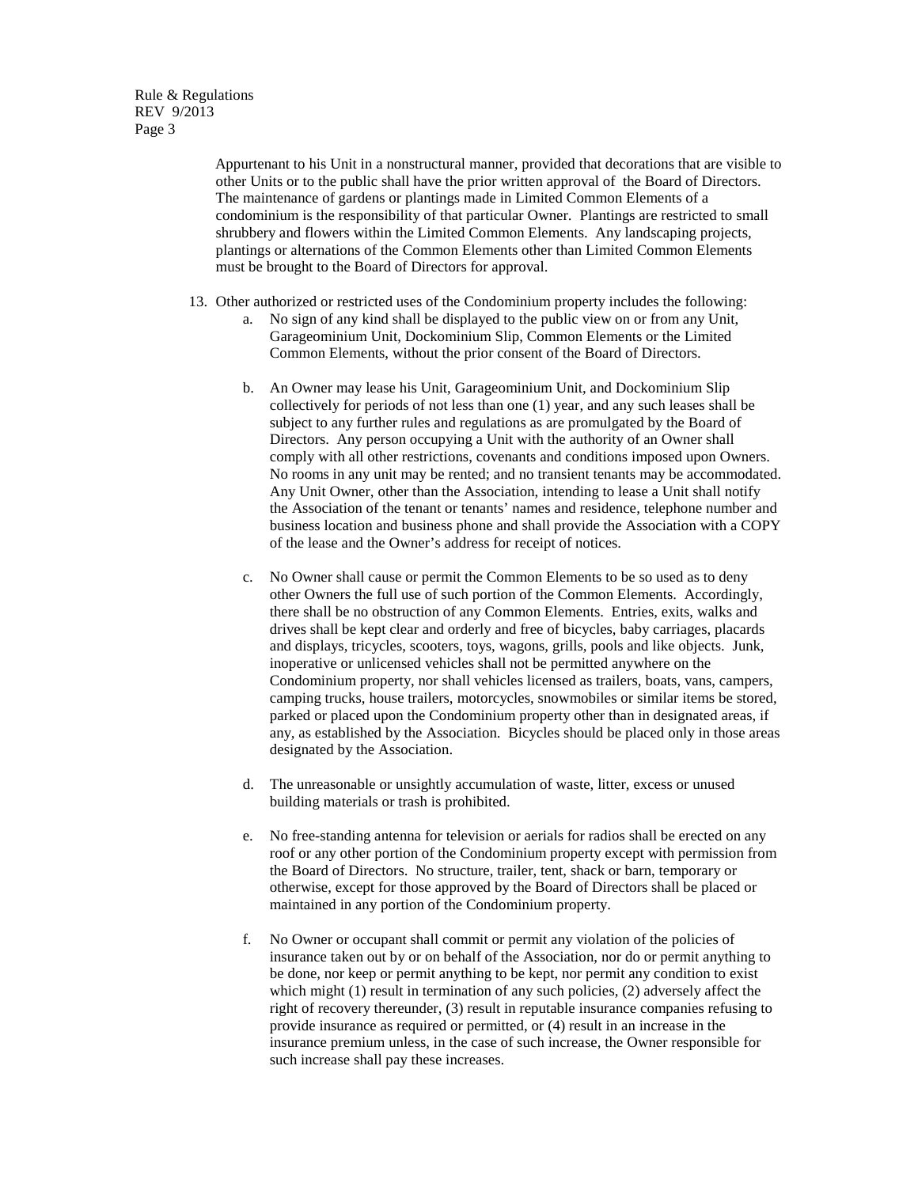Appurtenant to his Unit in a nonstructural manner, provided that decorations that are visible to other Units or to the public shall have the prior written approval of the Board of Directors. The maintenance of gardens or plantings made in Limited Common Elements of a condominium is the responsibility of that particular Owner. Plantings are restricted to small shrubbery and flowers within the Limited Common Elements. Any landscaping projects, plantings or alternations of the Common Elements other than Limited Common Elements must be brought to the Board of Directors for approval.

13. Other authorized or restricted uses of the Condominium property includes the following:
    a. No sign of any kind shall be displayed to the public view on or from any Unit, Garageominium Unit, Dockominium Slip, Common Elements or the Limited Common Elements, without the prior consent of the Board of Directors.

    b. An Owner may lease his Unit, Garageominium Unit, and Dockominium Slip collectively for periods of not less than one (1) year, and any such leases shall be subject to any further rules and regulations as are promulgated by the Board of Directors. Any person occupying a Unit with the authority of an Owner shall comply with all other restrictions, covenants and conditions imposed upon Owners. No rooms in any unit may be rented; and no transient tenants may be accommodated. Any Unit Owner, other than the Association, intending to lease a Unit shall notify the Association of the tenant or tenants' names and residence, telephone number and business location and business phone and shall provide the Association with a COPY of the lease and the Owner's address for receipt of notices.

    c. No Owner shall cause or permit the Common Elements to be so used as to deny other Owners the full use of such portion of the Common Elements. Accordingly, there shall be no obstruction of any Common Elements. Entries, exits, walks and drives shall be kept clear and orderly and free of bicycles, baby carriages, placards and displays, tricycles, scooters, toys, wagons, grills, pools and like objects. Junk, inoperative or unlicensed vehicles shall not be permitted anywhere on the Condominium property, nor shall vehicles licensed as trailers, boats, vans, campers, camping trucks, house trailers, motorcycles, snowmobiles or similar items be stored, parked or placed upon the Condominium property other than in designated areas, if any, as established by the Association. Bicycles should be placed only in those areas designated by the Association.

    d. The unreasonable or unsightly accumulation of waste, litter, excess or unused building materials or trash is prohibited.

    e. No free-standing antenna for television or aerials for radios shall be erected on any roof or any other portion of the Condominium property except with permission from the Board of Directors. No structure, trailer, tent, shack or barn, temporary or otherwise, except for those approved by the Board of Directors shall be placed or maintained in any portion of the Condominium property.

    f. No Owner or occupant shall commit or permit any violation of the policies of insurance taken out by or on behalf of the Association, nor do or permit anything to be done, nor keep or permit anything to be kept, nor permit any condition to exist which might (1) result in termination of any such policies, (2) adversely affect the right of recovery thereunder, (3) result in reputable insurance companies refusing to provide insurance as required or permitted, or (4) result in an increase in the insurance premium unless, in the case of such increase, the Owner responsible for such increase shall pay these increases.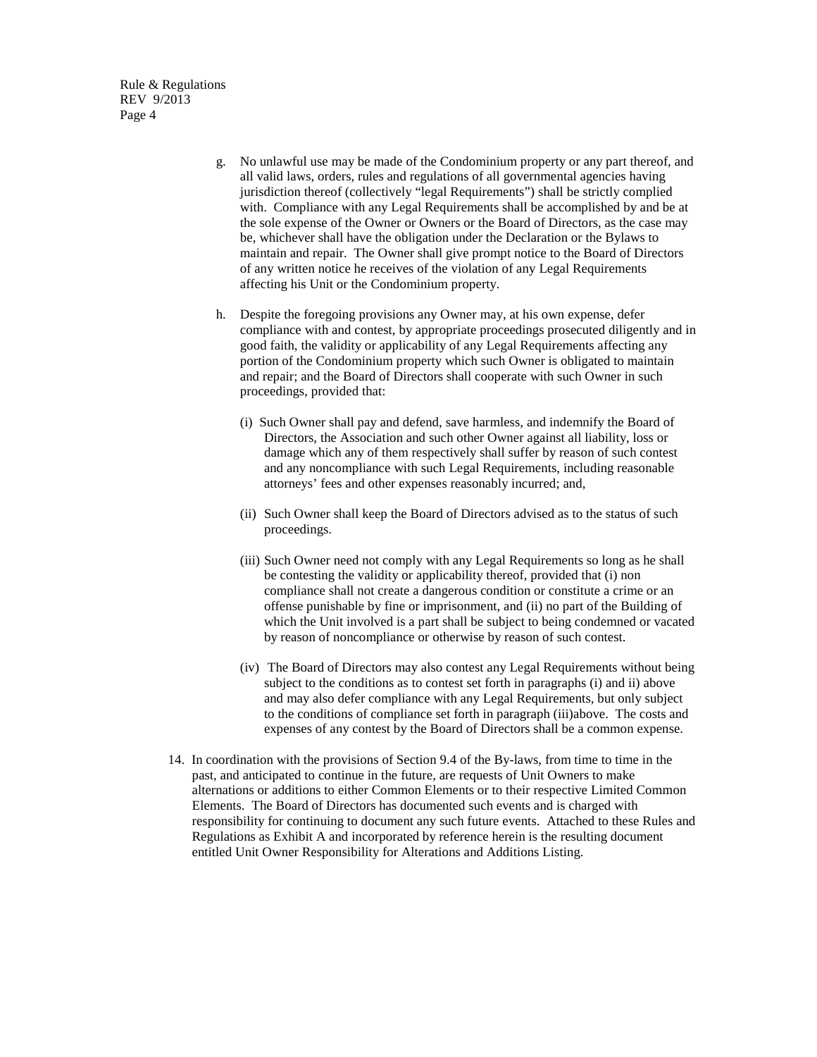g. No unlawful use may be made of the Condominium property or any part thereof, and all valid laws, orders, rules and regulations of all governmental agencies having jurisdiction thereof (collectively "legal Requirements") shall be strictly complied with. Compliance with any Legal Requirements shall be accomplished by and be at the sole expense of the Owner or Owners or the Board of Directors, as the case may be, whichever shall have the obligation under the Declaration or the Bylaws to maintain and repair. The Owner shall give prompt notice to the Board of Directors of any written notice he receives of the violation of any Legal Requirements affecting his Unit or the Condominium property.

h. Despite the foregoing provisions any Owner may, at his own expense, defer compliance with and contest, by appropriate proceedings prosecuted diligently and in good faith, the validity or applicability of any Legal Requirements affecting any portion of the Condominium property which such Owner is obligated to maintain and repair; and the Board of Directors shall cooperate with such Owner in such proceedings, provided that:

(i) Such Owner shall pay and defend, save harmless, and indemnify the Board of Directors, the Association and such other Owner against all liability, loss or damage which any of them respectively shall suffer by reason of such contest and any noncompliance with such Legal Requirements, including reasonable attorneys' fees and other expenses reasonably incurred; and,

(ii) Such Owner shall keep the Board of Directors advised as to the status of such proceedings.

(iii) Such Owner need not comply with any Legal Requirements so long as he shall be contesting the validity or applicability thereof, provided that (i) non compliance shall not create a dangerous condition or constitute a crime or an offense punishable by fine or imprisonment, and (ii) no part of the Building of which the Unit involved is a part shall be subject to being condemned or vacated by reason of noncompliance or otherwise by reason of such contest.

(iv) The Board of Directors may also contest any Legal Requirements without being subject to the conditions as to contest set forth in paragraphs (i) and ii) above and may also defer compliance with any Legal Requirements, but only subject to the conditions of compliance set forth in paragraph (iii)above. The costs and expenses of any contest by the Board of Directors shall be a common expense.

14. In coordination with the provisions of Section 9.4 of the By-laws, from time to time in the past, and anticipated to continue in the future, are requests of Unit Owners to make alternations or additions to either Common Elements or to their respective Limited Common Elements. The Board of Directors has documented such events and is charged with responsibility for continuing to document any such future events. Attached to these Rules and Regulations as Exhibit A and incorporated by reference herein is the resulting document entitled Unit Owner Responsibility for Alterations and Additions Listing.